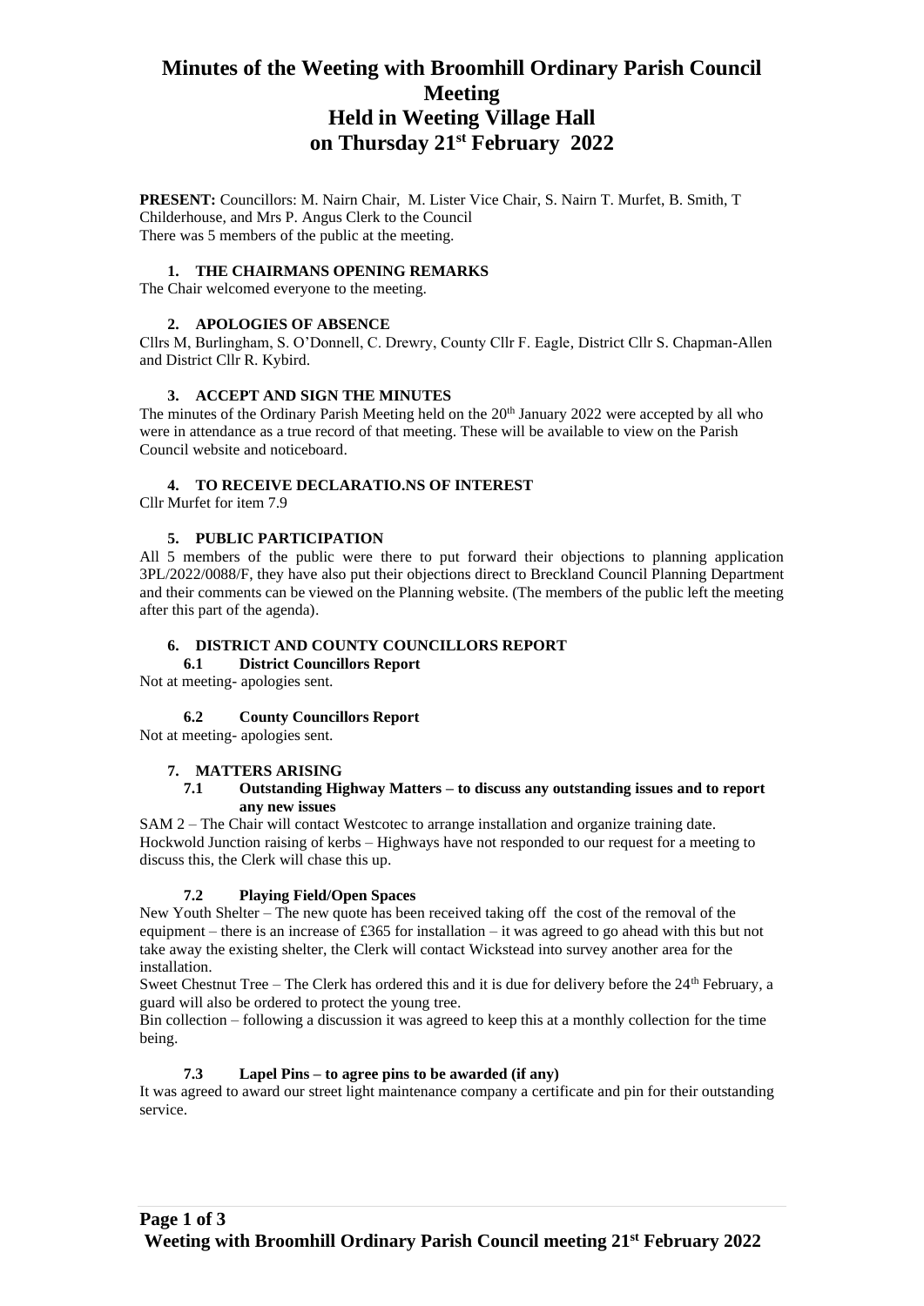# Minutes of the Weeting with Broomhill Ordinary Parish Council Meeting
# Held in Weeting Village Hall
# on Thursday 21st February 2022

**PRESENT:** Councillors: M. Nairn Chair, M. Lister Vice Chair, S. Nairn T. Murfet, B. Smith, T Childerhouse, and Mrs P. Angus Clerk to the Council
There was 5 members of the public at the meeting.

### 1. THE CHAIRMANS OPENING REMARKS

The Chair welcomed everyone to the meeting.

### 2. APOLOGIES OF ABSENCE

Cllrs M, Burlingham, S. O'Donnell, C. Drewry, County Cllr F. Eagle, District Cllr S. Chapman-Allen and District Cllr R. Kybird.

### 3. ACCEPT AND SIGN THE MINUTES

The minutes of the Ordinary Parish Meeting held on the 20th January 2022 were accepted by all who were in attendance as a true record of that meeting. These will be available to view on the Parish Council website and noticeboard.

### 4. TO RECEIVE DECLARATIO.NS OF INTEREST

Cllr Murfet for item 7.9

### 5. PUBLIC PARTICIPATION

All 5 members of the public were there to put forward their objections to planning application 3PL/2022/0088/F, they have also put their objections direct to Breckland Council Planning Department and their comments can be viewed on the Planning website. (The members of the public left the meeting after this part of the agenda).

### 6. DISTRICT AND COUNTY COUNCILLORS REPORT

#### 6.1 District Councillors Report

Not at meeting- apologies sent.

#### 6.2 County Councillors Report

Not at meeting- apologies sent.

### 7. MATTERS ARISING

#### 7.1 Outstanding Highway Matters – to discuss any outstanding issues and to report any new issues

SAM 2 – The Chair will contact Westcotec to arrange installation and organize training date.
Hockwold Junction raising of kerbs – Highways have not responded to our request for a meeting to discuss this, the Clerk will chase this up.

#### 7.2 Playing Field/Open Spaces

New Youth Shelter – The new quote has been received taking off the cost of the removal of the equipment – there is an increase of £365 for installation – it was agreed to go ahead with this but not take away the existing shelter, the Clerk will contact Wickstead into survey another area for the installation.

Sweet Chestnut Tree – The Clerk has ordered this and it is due for delivery before the 24th February, a guard will also be ordered to protect the young tree.

Bin collection – following a discussion it was agreed to keep this at a monthly collection for the time being.

#### 7.3 Lapel Pins – to agree pins to be awarded (if any)

It was agreed to award our street light maintenance company a certificate and pin for their outstanding service.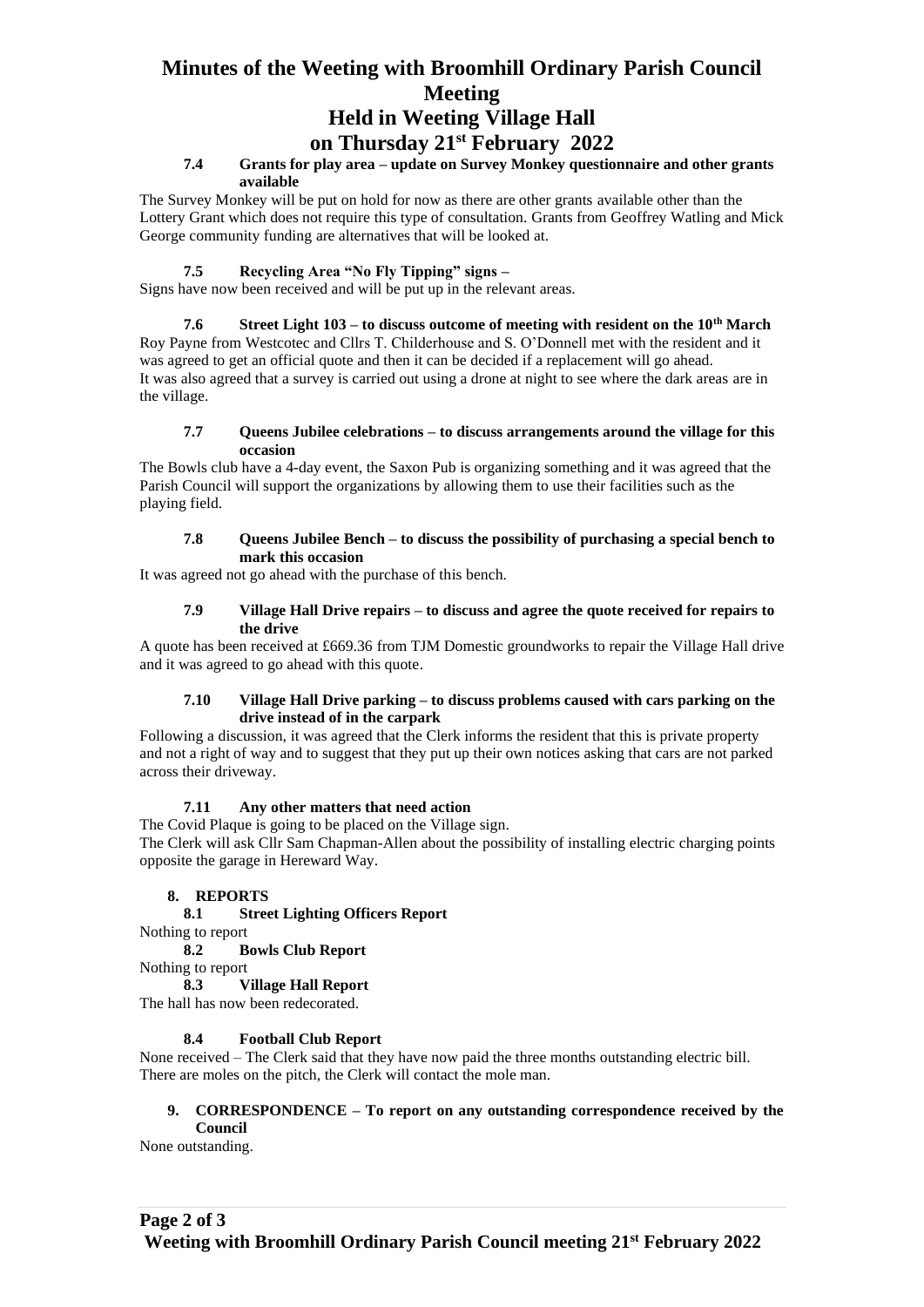# Minutes of the Weeting with Broomhill Ordinary Parish Council Meeting
## Held in Weeting Village Hall
## on Thursday 21st February 2022

**7.4 Grants for play area – update on Survey Monkey questionnaire and other grants available**

The Survey Monkey will be put on hold for now as there are other grants available other than the Lottery Grant which does not require this type of consultation. Grants from Geoffrey Watling and Mick George community funding are alternatives that will be looked at.

**7.5 Recycling Area "No Fly Tipping" signs –**

Signs have now been received and will be put up in the relevant areas.

**7.6 Street Light 103 – to discuss outcome of meeting with resident on the 10th March**

Roy Payne from Westcotec and Cllrs T. Childerhouse and S. O'Donnell met with the resident and it was agreed to get an official quote and then it can be decided if a replacement will go ahead.
It was also agreed that a survey is carried out using a drone at night to see where the dark areas are in the village.

**7.7 Queens Jubilee celebrations – to discuss arrangements around the village for this occasion**

The Bowls club have a 4-day event, the Saxon Pub is organizing something and it was agreed that the Parish Council will support the organizations by allowing them to use their facilities such as the playing field.

**7.8 Queens Jubilee Bench – to discuss the possibility of purchasing a special bench to mark this occasion**

It was agreed not go ahead with the purchase of this bench.

**7.9 Village Hall Drive repairs – to discuss and agree the quote received for repairs to the drive**

A quote has been received at £669.36 from TJM Domestic groundworks to repair the Village Hall drive and it was agreed to go ahead with this quote.

**7.10 Village Hall Drive parking – to discuss problems caused with cars parking on the drive instead of in the carpark**

Following a discussion, it was agreed that the Clerk informs the resident that this is private property and not a right of way and to suggest that they put up their own notices asking that cars are not parked across their driveway.

**7.11 Any other matters that need action**

The Covid Plaque is going to be placed on the Village sign.
The Clerk will ask Cllr Sam Chapman-Allen about the possibility of installing electric charging points opposite the garage in Hereward Way.

**8. REPORTS**

**8.1 Street Lighting Officers Report**

Nothing to report

**8.2 Bowls Club Report**

Nothing to report

**8.3 Village Hall Report**

The hall has now been redecorated.

**8.4 Football Club Report**

None received – The Clerk said that they have now paid the three months outstanding electric bill.
There are moles on the pitch, the Clerk will contact the mole man.

**9. CORRESPONDENCE – To report on any outstanding correspondence received by the Council**

None outstanding.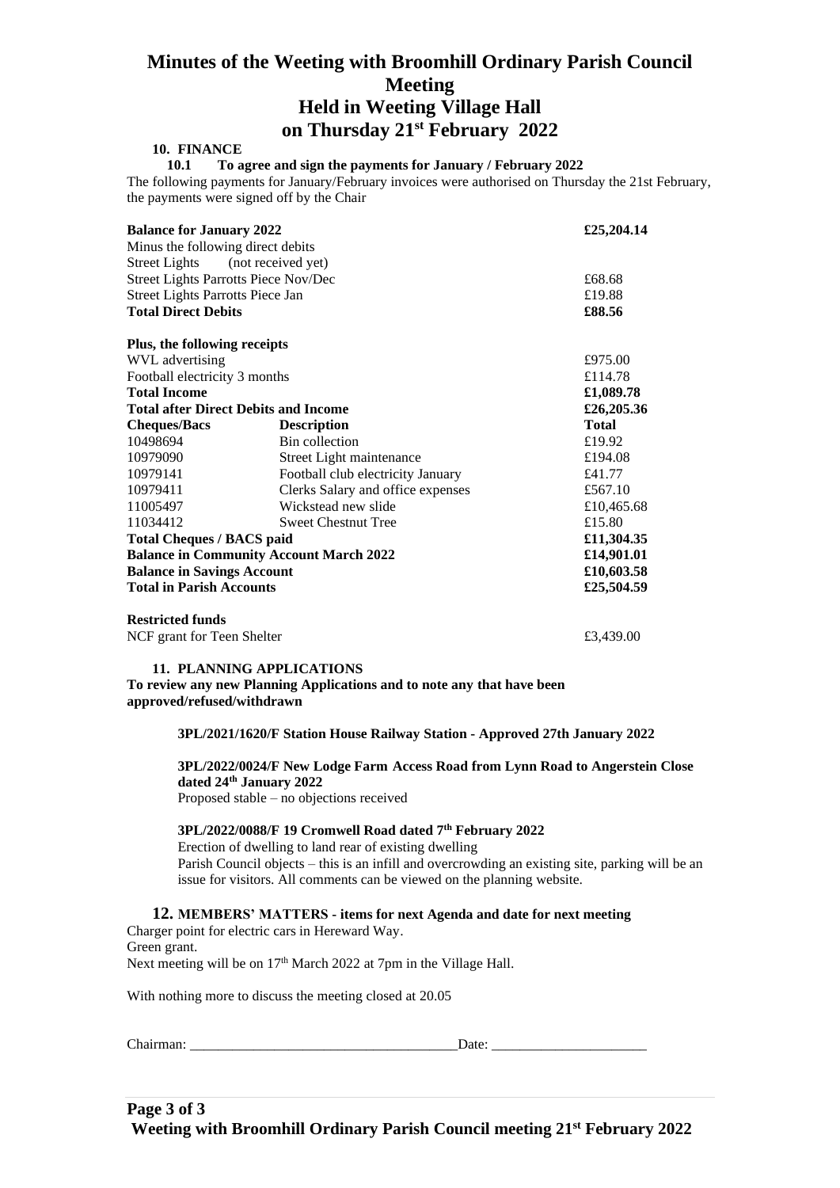# Minutes of the Weeting with Broomhill Ordinary Parish Council Meeting
# Held in Weeting Village Hall
# on Thursday 21st February 2022

**10. FINANCE**

**10.1 To agree and sign the payments for January / February 2022**

The following payments for January/February invoices were authorised on Thursday the 21st February, the payments were signed off by the Chair

| | | |
|---|---|---|
| **Balance for January 2022** | | **£25,204.14** |
| Minus the following direct debits | | |
| Street Lights (not received yet) | | |
| Street Lights Parrotts Piece Nov/Dec | | £68.68 |
| Street Lights Parrotts Piece Jan | | £19.88 |
| **Total Direct Debits** | | **£88.56** |
| | | |
| **Plus, the following receipts** | | |
| WVL advertising | | £975.00 |
| Football electricity 3 months | | £114.78 |
| **Total Income** | | **£1,089.78** |
| **Total after Direct Debits and Income** | | **£26,205.36** |
| **Cheques/Bacs** | **Description** | **Total** |
| 10498694 | Bin collection | £19.92 |
| 10979090 | Street Light maintenance | £194.08 |
| 10979141 | Football club electricity January | £41.77 |
| 10979411 | Clerks Salary and office expenses | £567.10 |
| 11005497 | Wickstead new slide | £10,465.68 |
| 11034412 | Sweet Chestnut Tree | £15.80 |
| **Total Cheques / BACS paid** | | **£11,304.35** |
| **Balance in Community Account March 2022** | | **£14,901.01** |
| **Balance in Savings Account** | | **£10,603.58** |
| **Total in Parish Accounts** | | **£25,504.59** |
| | | |
| **Restricted funds** | | |
| NCF grant for Teen Shelter | | £3,439.00 |

**11. PLANNING APPLICATIONS**

**To review any new Planning Applications and to note any that have been approved/refused/withdrawn**

**3PL/2021/1620/F Station House Railway Station - Approved 27th January 2022**

**3PL/2022/0024/F New Lodge Farm Access Road from Lynn Road to Angerstein Close dated 24th January 2022**

Proposed stable – no objections received

**3PL/2022/0088/F 19 Cromwell Road dated 7th February 2022**

Erection of dwelling to land rear of existing dwelling

Parish Council objects – this is an infill and overcrowding an existing site, parking will be an issue for visitors. All comments can be viewed on the planning website.

**12. MEMBERS' MATTERS - items for next Agenda and date for next meeting**

Charger point for electric cars in Hereward Way.

Green grant.

Next meeting will be on 17th March 2022 at 7pm in the Village Hall.

With nothing more to discuss the meeting closed at 20.05

Chairman: _____________________________________Date: _____________________